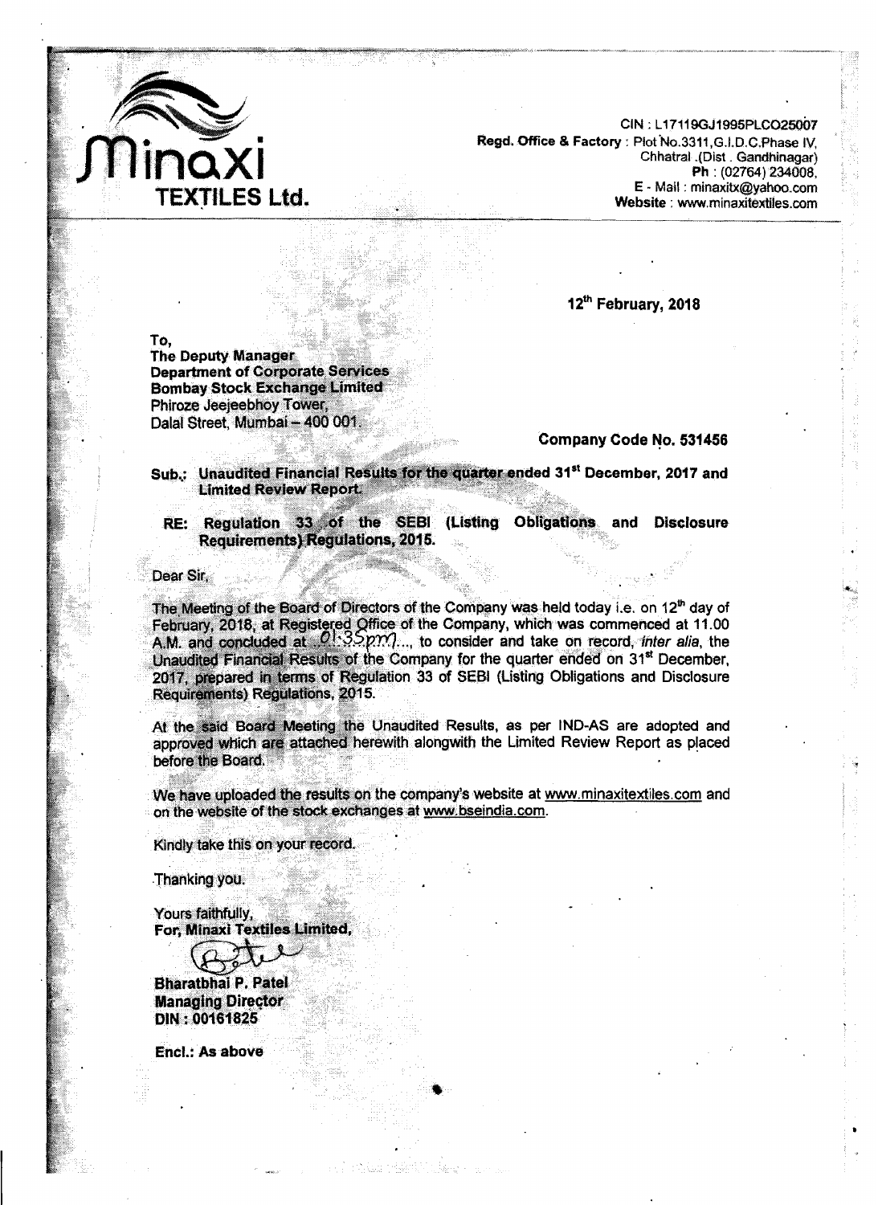**Minaxi TEXTILES Ltd.**

CIN : L17119GJ1995PLC025007
**Regd. Office & Factory** : Plot No.3311,G.I.D.C.Phase IV,
Chhatral .(Dist . Gandhinagar)
**Ph** : (02764) 234008,
E - Mail : minaxitx@yahoo.com
**Website** : www.minaxitextiles.com

**12th February, 2018**

**To,**
**The Deputy Manager**
**Department of Corporate Services**
**Bombay Stock Exchange Limited**
Phiroze Jeejeebhoy Tower,
Dalal Street, Mumbai – 400 001.

**Company Code No. 531456**

**Sub.: Unaudited Financial Results for the quarter ended 31st December, 2017 and Limited Review Report.**

**RE: Regulation 33 of the SEBI (Listing Obligations and Disclosure Requirements) Regulations, 2015.**

Dear Sir,

The Meeting of the Board of Directors of the Company was held today i.e. on 12th day of February, 2018, at Registered Office of the Company, which was commenced at 11.00 A.M. and concluded at 01:35pm..., to consider and take on record, *inter alia*, the Unaudited Financial Results of the Company for the quarter ended on 31st December, 2017, prepared in terms of Regulation 33 of SEBI (Listing Obligations and Disclosure Requirements) Regulations, 2015.

At the said Board Meeting the Unaudited Results, as per IND-AS are adopted and approved which are attached herewith alongwith the Limited Review Report as placed before the Board.

We have uploaded the results on the company's website at www.minaxitextiles.com and on the website of the stock exchanges at www.bseindia.com.

Kindly take this on your record.

Thanking you.

Yours faithfully,
**For, Minaxi Textiles Limited,**

**Bharatbhai P. Patel**
**Managing Director**
**DIN : 00161825**

**Encl.: As above**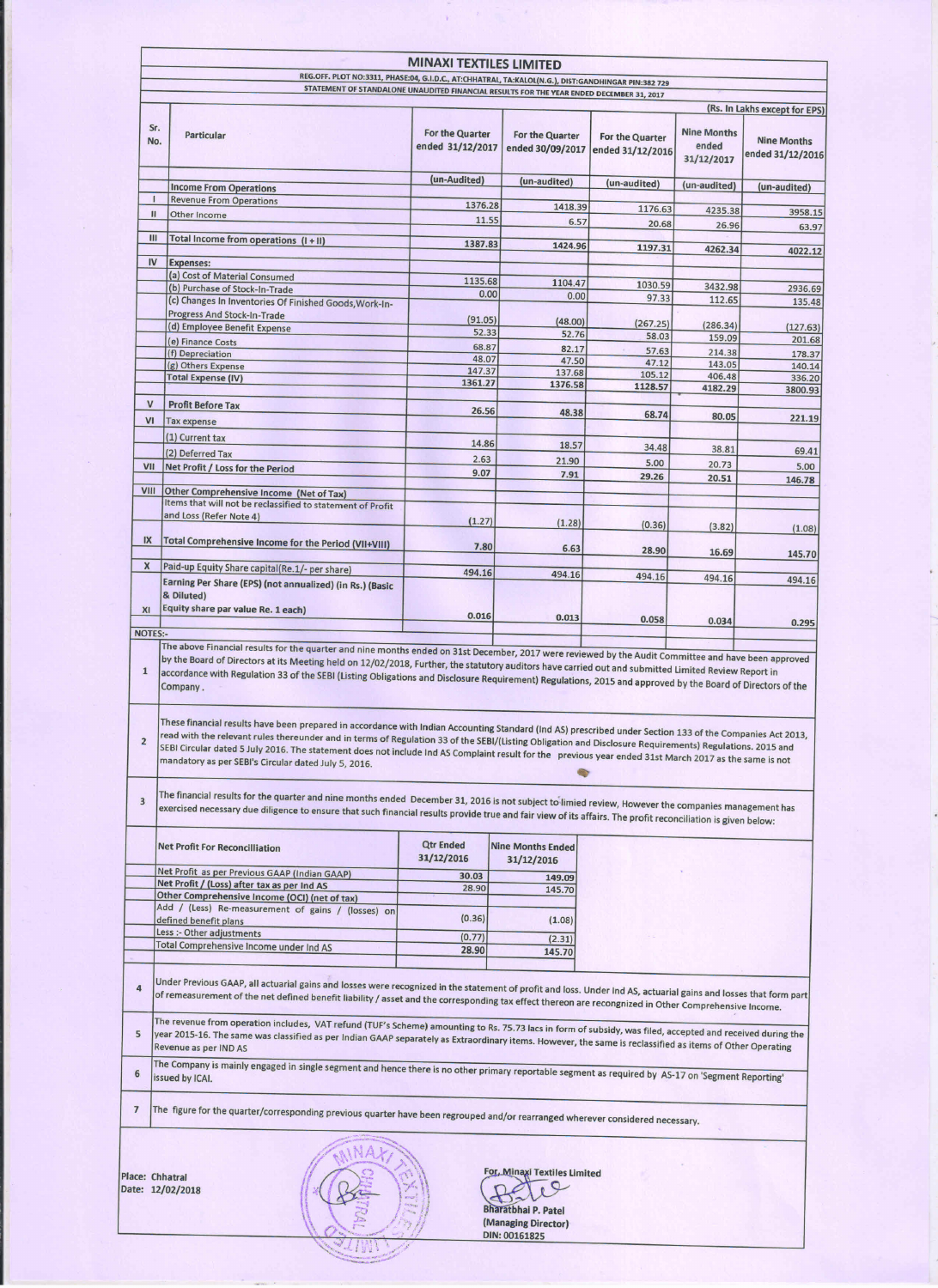# MINAXI TEXTILES LIMITED

REG.OFF. PLOT NO:3311, PHASE:04, G.I.D.C., AT:CHHATRAL, TA:KALOL(N.G.), DIST:GANDHINGAR PIN:382 729

STATEMENT OF STANDALONE UNAUDITED FINANCIAL RESULTS FOR THE YEAR ENDED DECEMBER 31, 2017

(Rs. In Lakhs except for EPS)

| Sr. No. | Particular | For the Quarter ended 31/12/2017 | For the Quarter ended 30/09/2017 | For the Quarter ended 31/12/2016 | Nine Months ended 31/12/2017 | Nine Months ended 31/12/2016 |
|---|---|---|---|---|---|---|
| | | (un-Audited) | (un-audited) | (un-audited) | (un-audited) | (un-audited) |
| | Income From Operations | | | | | |
| I | Revenue From Operations | 1376.28 | 1418.39 | 1176.63 | 4235.38 | 3958.15 |
| II | Other Income | 11.55 | 6.57 | 20.68 | 26.96 | 63.97 |
| III | Total Income from operations (I + II) | 1387.83 | 1424.96 | 1197.31 | 4262.34 | 4022.12 |
| IV | Expenses: | | | | | |
| | (a) Cost of Material Consumed | 1135.68 | 1104.47 | 1030.59 | 3432.98 | 2936.69 |
| | (b) Purchase of Stock-In-Trade | 0.00 | 0.00 | 97.33 | 112.65 | 135.48 |
| | (c) Changes In Inventories Of Finished Goods,Work-In-Progress And Stock-In-Trade | (91.05) | (48.00) | (267.25) | (286.34) | (127.63) |
| | (d) Employee Benefit Expense | 52.33 | 52.76 | 58.03 | 159.09 | 201.68 |
| | (e) Finance Costs | 68.87 | 82.17 | 57.63 | 214.38 | 178.37 |
| | (f) Depreciation | 48.07 | 47.50 | 47.12 | 143.05 | 140.14 |
| | (g) Others Expense | 147.37 | 137.68 | 105.12 | 406.48 | 336.20 |
| | Total Expense (IV) | 1361.27 | 1376.58 | 1128.57 | 4182.29 | 3800.93 |
| V | Profit Before Tax | 26.56 | 48.38 | 68.74 | 80.05 | 221.19 |
| VI | Tax expense | | | | | |
| | (1) Current tax | 14.86 | 18.57 | 34.48 | 38.81 | 69.41 |
| | (2) Deferred Tax | 2.63 | 21.90 | 5.00 | 20.73 | 5.00 |
| VII | Net Profit / Loss for the Period | 9.07 | 7.91 | 29.26 | 20.51 | 146.78 |
| VIII | Other Comprehensive Income (Net of Tax) | | | | | |
| | Items that will not be reclassified to statement of Profit and Loss (Refer Note 4) | (1.27) | (1.28) | (0.36) | (3.82) | (1.08) |
| IX | Total Comprehensive Income for the Period (VII+VIII) | 7.80 | 6.63 | 28.90 | 16.69 | 145.70 |
| X | Paid-up Equity Share capital(Re.1/- per share) | 494.16 | 494.16 | 494.16 | 494.16 | 494.16 |
| XI | Earning Per Share (EPS) (not annualized) (in Rs.) (Basic & Diluted) Equity share par value Re. 1 each) | 0.016 | 0.013 | 0.058 | 0.034 | 0.295 |

NOTES:-

1. The above Financial results for the quarter and nine months ended on 31st December, 2017 were reviewed by the Audit Committee and have been approved by the Board of Directors at its Meeting held on 12/02/2018, Further, the statutory auditors have carried out and submitted Limited Review Report in accordance with Regulation 33 of the SEBI (Listing Obligations and Disclosure Requirement) Regulations, 2015 and approved by the Board of Directors of the Company.

2. These financial results have been prepared in accordance with Indian Accounting Standard (Ind AS) prescribed under Section 133 of the Companies Act 2013, read with the relevant rules thereunder and in terms of Regulation 33 of the SEBI/(Listing Obligation and Disclosure Requirements) Regulations. 2015 and SEBI Circular dated 5 July 2016. The statement does not include Ind AS Complaint result for the previous year ended 31st March 2017 as the same is not mandatory as per SEBI's Circular dated July 5, 2016.

3. The financial results for the quarter and nine months ended December 31, 2016 is not subject to limied review, However the companies management has exercised necessary due diligence to ensure that such financial results provide true and fair view of its affairs. The profit reconciliation is given below:

| Net Profit For Reconcilliation | Qtr Ended 31/12/2016 | Nine Months Ended 31/12/2016 |
|---|---|---|
| Net Profit as per Previous GAAP (Indian GAAP) | 30.03 | 149.09 |
| Net Profit / (Loss) after tax as per Ind AS | 28.90 | 145.70 |
| Other Comprehensive Income (OCI) (net of tax) | | |
| Add / (Less) Re-measurement of gains / (losses) on defined benefit plans | (0.36) | (1.08) |
| Less :- Other adjustments | (0.77) | (2.31) |
| Total Comprehensive Income under Ind AS | 28.90 | 145.70 |

4. Under Previous GAAP, all actuarial gains and losses were recognized in the statement of profit and loss. Under Ind AS, actuarial gains and losses that form part of remeasurement of the net defined benefit liability / asset and the corresponding tax effect thereon are recongnized in Other Comprehensive Income.

5. The revenue from operation includes, VAT refund (TUF's Scheme) amounting to Rs. 75.73 lacs in form of subsidy, was filed, accepted and received during the year 2015-16. The same was classified as per Indian GAAP separately as Extraordinary items. However, the same is reclassified as items of Other Operating Revenue as per IND AS

6. The Company is mainly engaged in single segment and hence there is no other primary reportable segment as required by AS-17 on 'Segment Reporting' issued by ICAI.

7. The figure for the quarter/corresponding previous quarter have been regrouped and/or rearranged wherever considered necessary.

Place: Chhatral
Date: 12/02/2018

For, Minaxi Textiles Limited

Bharatbhai P. Patel
(Managing Director)
DIN: 00161825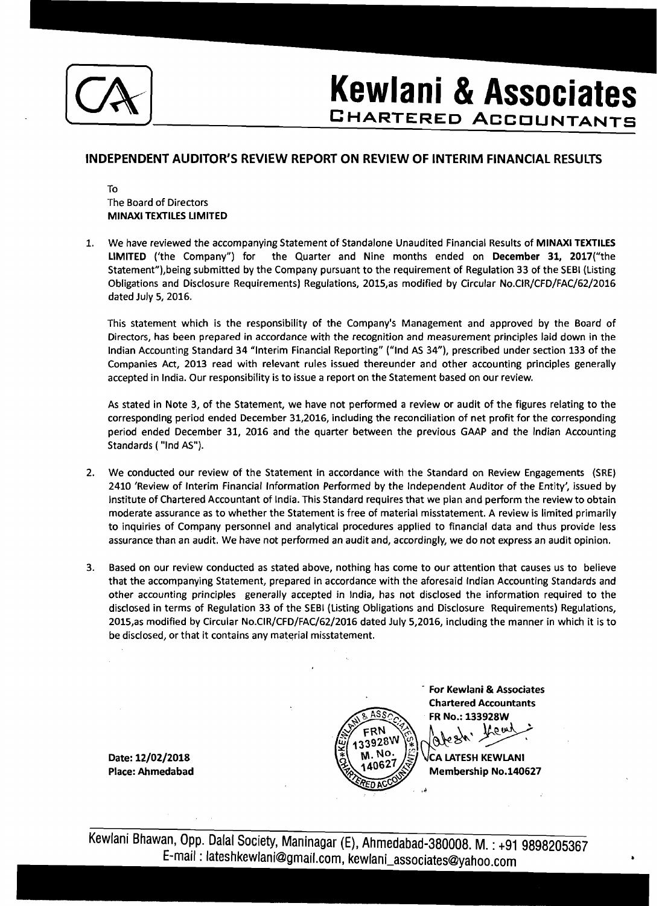# Kewlani & Associates

## CHARTERED ACCOUNTANTS

## INDEPENDENT AUDITOR'S REVIEW REPORT ON REVIEW OF INTERIM FINANCIAL RESULTS

To
The Board of Directors
**MINAXI TEXTILES LIMITED**

1. We have reviewed the accompanying Statement of Standalone Unaudited Financial Results of **MINAXI TEXTILES LIMITED** ('the Company") for the Quarter and Nine months ended on **December 31, 2017**("the Statement"),being submitted by the Company pursuant to the requirement of Regulation 33 of the SEBI (Listing Obligations and Disclosure Requirements) Regulations, 2015,as modified by Circular No.CIR/CFD/FAC/62/2016 dated July 5, 2016.

   This statement which is the responsibility of the Company's Management and approved by the Board of Directors, has been prepared in accordance with the recognition and measurement principles laid down in the Indian Accounting Standard 34 "Interim Financial Reporting" ("Ind AS 34"), prescribed under section 133 of the Companies Act, 2013 read with relevant rules issued thereunder and other accounting principles generally accepted in India. Our responsibility is to issue a report on the Statement based on our review.

   As stated in Note 3, of the Statement, we have not performed a review or audit of the figures relating to the corresponding period ended December 31,2016, including the reconciliation of net profit for the corresponding period ended December 31, 2016 and the quarter between the previous GAAP and the Indian Accounting Standards ( "Ind AS").

2. We conducted our review of the Statement in accordance with the Standard on Review Engagements (SRE) 2410 'Review of Interim Financial Information Performed by the Independent Auditor of the Entity', issued by Institute of Chartered Accountant of India. This Standard requires that we plan and perform the review to obtain moderate assurance as to whether the Statement is free of material misstatement. A review is limited primarily to inquiries of Company personnel and analytical procedures applied to financial data and thus provide less assurance than an audit. We have not performed an audit and, accordingly, we do not express an audit opinion.

3. Based on our review conducted as stated above, nothing has come to our attention that causes us to believe that the accompanying Statement, prepared in accordance with the aforesaid Indian Accounting Standards and other accounting principles generally accepted in India, has not disclosed the information required to the disclosed in terms of Regulation 33 of the SEBI (Listing Obligations and Disclosure Requirements) Regulations, 2015,as modified by Circular No.CIR/CFD/FAC/62/2016 dated July 5,2016, including the manner in which it is to be disclosed, or that it contains any material misstatement.

**For Kewlani & Associates**
**Chartered Accountants**
**FR No.: 133928W**

**CA LATESH KEWLANI**
**Membership No.140627**

**Date: 12/02/2018**
**Place: Ahmedabad**

Kewlani Bhawan, Opp. Dalal Society, Maninagar (E), Ahmedabad-380008. M. : +91 9898205367
E-mail : lateshkewlani@gmail.com, kewlani_associates@yahoo.com